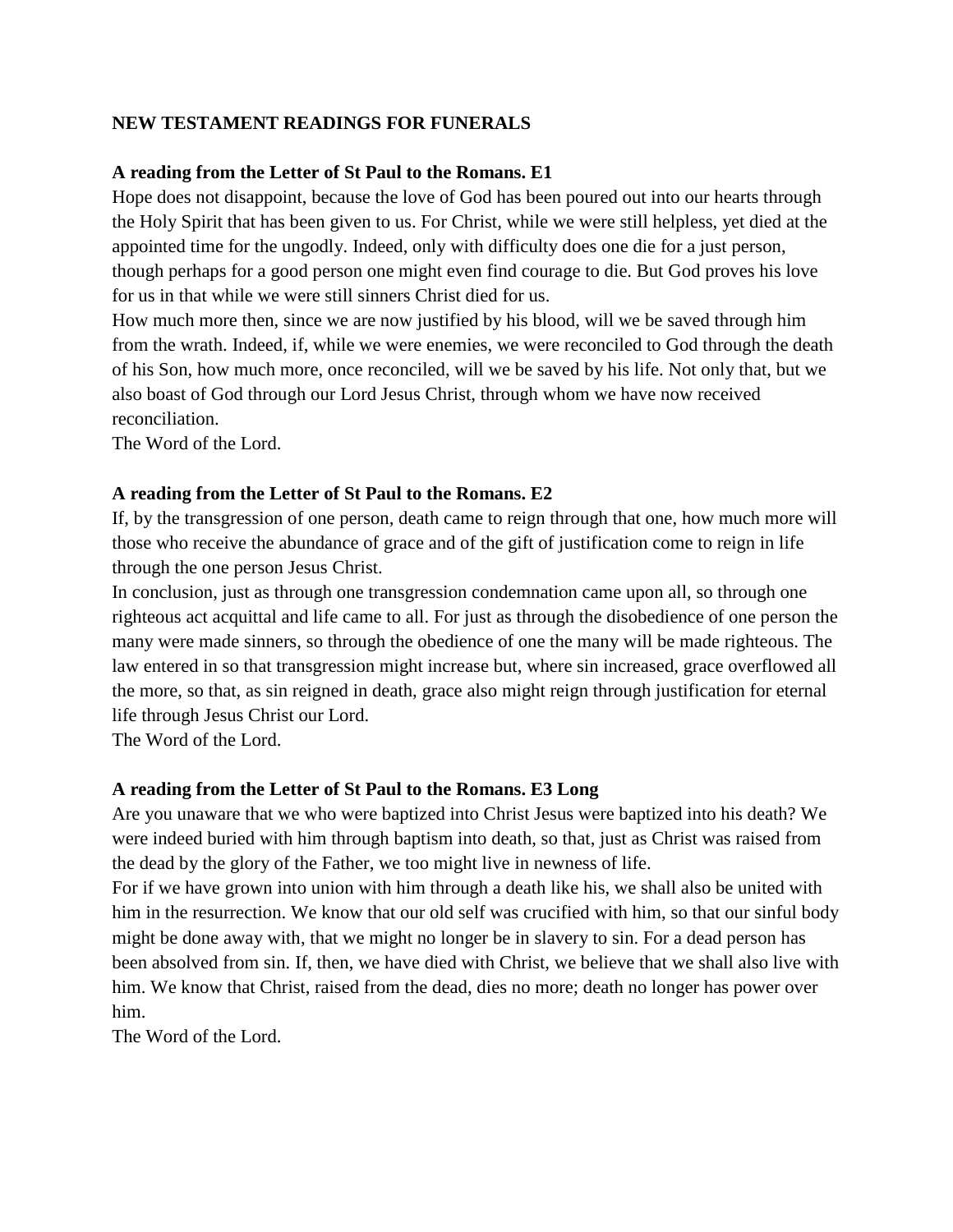**NEW TESTAMENT READINGS FOR FUNERALS**

**A reading from the Letter of St Paul to the Romans. E1**

Hope does not disappoint, because the love of God has been poured out into our hearts through the Holy Spirit that has been given to us. For Christ, while we were still helpless, yet died at the appointed time for the ungodly. Indeed, only with difficulty does one die for a just person, though perhaps for a good person one might even find courage to die. But God proves his love for us in that while we were still sinners Christ died for us.

How much more then, since we are now justified by his blood, will we be saved through him from the wrath. Indeed, if, while we were enemies, we were reconciled to God through the death of his Son, how much more, once reconciled, will we be saved by his life. Not only that, but we also boast of God through our Lord Jesus Christ, through whom we have now received reconciliation.

The Word of the Lord.

**A reading from the Letter of St Paul to the Romans. E2**

If, by the transgression of one person, death came to reign through that one, how much more will those who receive the abundance of grace and of the gift of justification come to reign in life through the one person Jesus Christ.

In conclusion, just as through one transgression condemnation came upon all, so through one righteous act acquittal and life came to all. For just as through the disobedience of one person the many were made sinners, so through the obedience of one the many will be made righteous. The law entered in so that transgression might increase but, where sin increased, grace overflowed all the more, so that, as sin reigned in death, grace also might reign through justification for eternal life through Jesus Christ our Lord.

The Word of the Lord.

**A reading from the Letter of St Paul to the Romans. E3 Long**

Are you unaware that we who were baptized into Christ Jesus were baptized into his death? We were indeed buried with him through baptism into death, so that, just as Christ was raised from the dead by the glory of the Father, we too might live in newness of life.

For if we have grown into union with him through a death like his, we shall also be united with him in the resurrection. We know that our old self was crucified with him, so that our sinful body might be done away with, that we might no longer be in slavery to sin. For a dead person has been absolved from sin. If, then, we have died with Christ, we believe that we shall also live with him. We know that Christ, raised from the dead, dies no more; death no longer has power over him.

The Word of the Lord.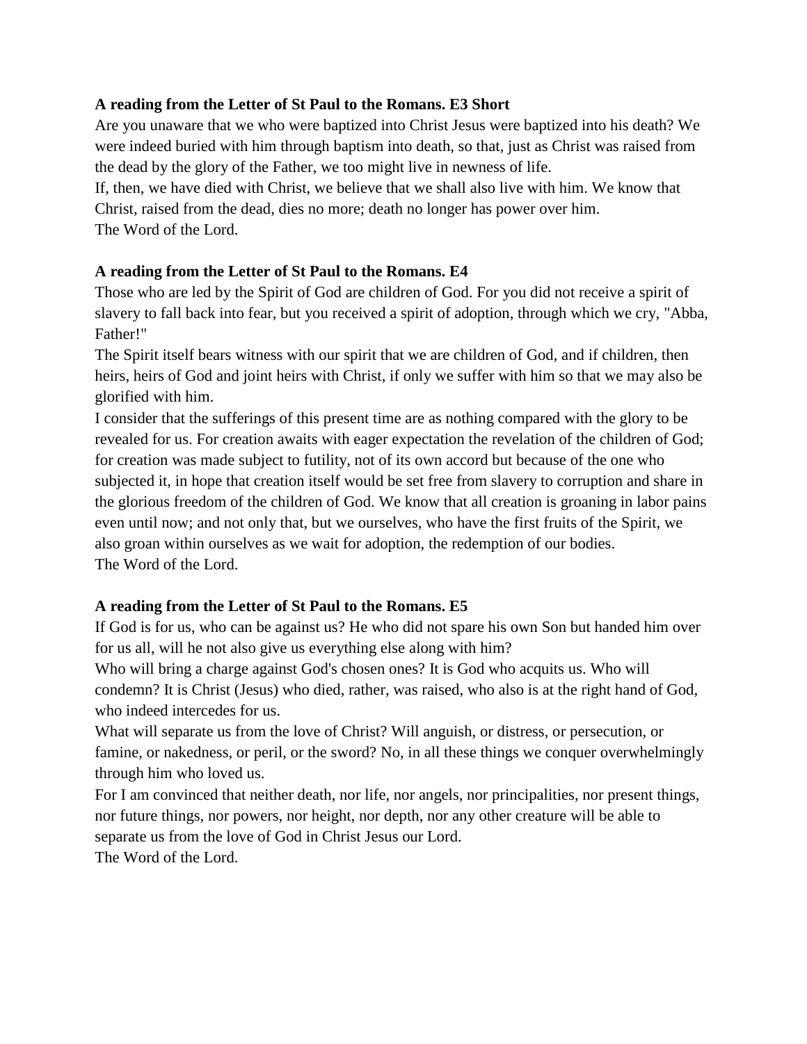**A reading from the Letter of St Paul to the Romans. E3 Short**

Are you unaware that we who were baptized into Christ Jesus were baptized into his death? We were indeed buried with him through baptism into death, so that, just as Christ was raised from the dead by the glory of the Father, we too might live in newness of life.

If, then, we have died with Christ, we believe that we shall also live with him. We know that Christ, raised from the dead, dies no more; death no longer has power over him.

The Word of the Lord.

**A reading from the Letter of St Paul to the Romans. E4**

Those who are led by the Spirit of God are children of God. For you did not receive a spirit of slavery to fall back into fear, but you received a spirit of adoption, through which we cry, "Abba, Father!"

The Spirit itself bears witness with our spirit that we are children of God, and if children, then heirs, heirs of God and joint heirs with Christ, if only we suffer with him so that we may also be glorified with him.

I consider that the sufferings of this present time are as nothing compared with the glory to be revealed for us. For creation awaits with eager expectation the revelation of the children of God; for creation was made subject to futility, not of its own accord but because of the one who subjected it, in hope that creation itself would be set free from slavery to corruption and share in the glorious freedom of the children of God. We know that all creation is groaning in labor pains even until now; and not only that, but we ourselves, who have the first fruits of the Spirit, we also groan within ourselves as we wait for adoption, the redemption of our bodies.

The Word of the Lord.

**A reading from the Letter of St Paul to the Romans. E5**

If God is for us, who can be against us? He who did not spare his own Son but handed him over for us all, will he not also give us everything else along with him?

Who will bring a charge against God's chosen ones? It is God who acquits us. Who will condemn? It is Christ (Jesus) who died, rather, was raised, who also is at the right hand of God, who indeed intercedes for us.

What will separate us from the love of Christ? Will anguish, or distress, or persecution, or famine, or nakedness, or peril, or the sword? No, in all these things we conquer overwhelmingly through him who loved us.

For I am convinced that neither death, nor life, nor angels, nor principalities, nor present things, nor future things, nor powers, nor height, nor depth, nor any other creature will be able to separate us from the love of God in Christ Jesus our Lord.

The Word of the Lord.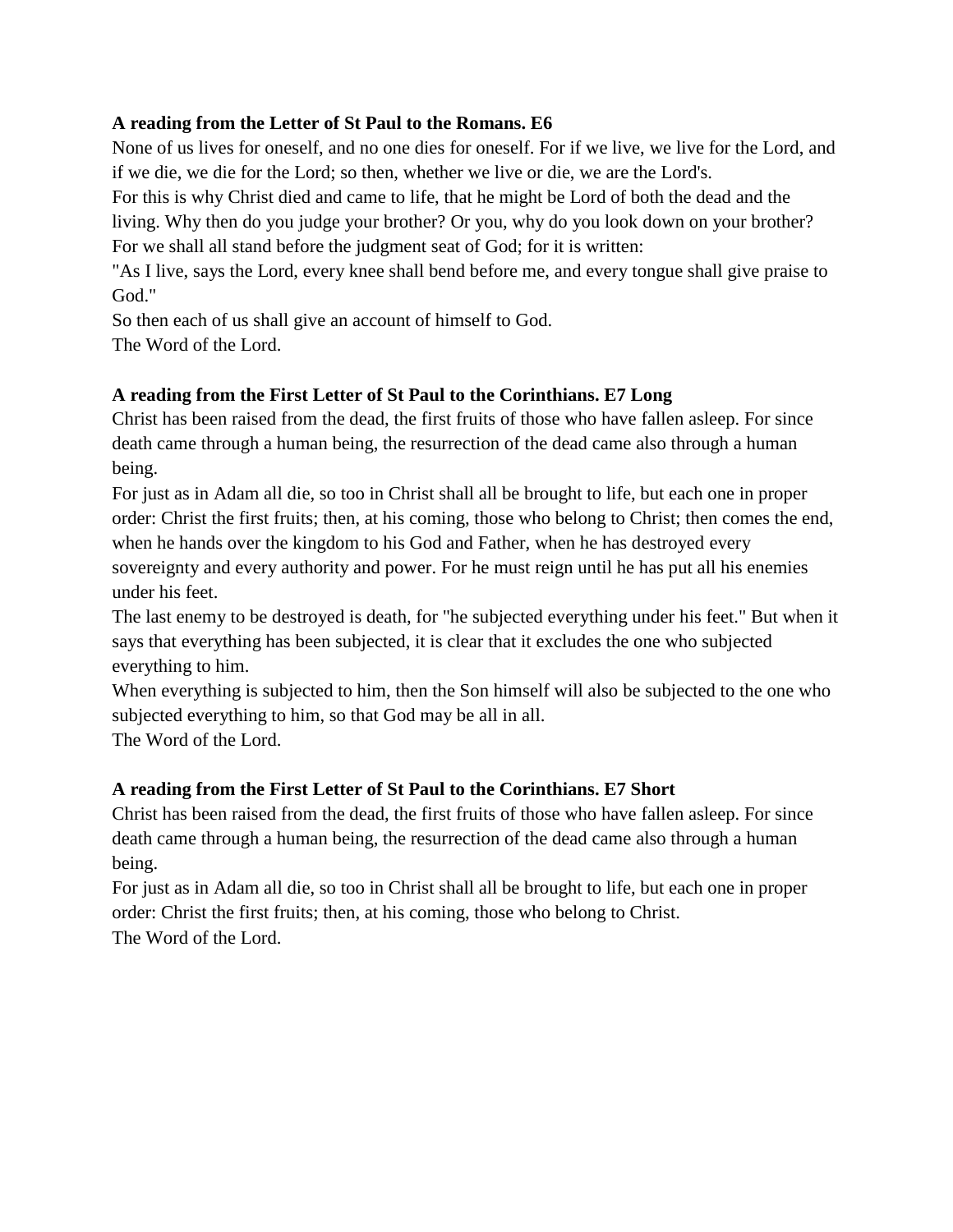**A reading from the Letter of St Paul to the Romans. E6**

None of us lives for oneself, and no one dies for oneself. For if we live, we live for the Lord, and if we die, we die for the Lord; so then, whether we live or die, we are the Lord's.

For this is why Christ died and came to life, that he might be Lord of both the dead and the living. Why then do you judge your brother? Or you, why do you look down on your brother? For we shall all stand before the judgment seat of God; for it is written:

"As I live, says the Lord, every knee shall bend before me, and every tongue shall give praise to God."

So then each of us shall give an account of himself to God.

The Word of the Lord.

**A reading from the First Letter of St Paul to the Corinthians. E7 Long**

Christ has been raised from the dead, the first fruits of those who have fallen asleep. For since death came through a human being, the resurrection of the dead came also through a human being.

For just as in Adam all die, so too in Christ shall all be brought to life, but each one in proper order: Christ the first fruits; then, at his coming, those who belong to Christ; then comes the end, when he hands over the kingdom to his God and Father, when he has destroyed every sovereignty and every authority and power. For he must reign until he has put all his enemies under his feet.

The last enemy to be destroyed is death, for "he subjected everything under his feet." But when it says that everything has been subjected, it is clear that it excludes the one who subjected everything to him.

When everything is subjected to him, then the Son himself will also be subjected to the one who subjected everything to him, so that God may be all in all.

The Word of the Lord.

**A reading from the First Letter of St Paul to the Corinthians. E7 Short**

Christ has been raised from the dead, the first fruits of those who have fallen asleep. For since death came through a human being, the resurrection of the dead came also through a human being.

For just as in Adam all die, so too in Christ shall all be brought to life, but each one in proper order: Christ the first fruits; then, at his coming, those who belong to Christ.

The Word of the Lord.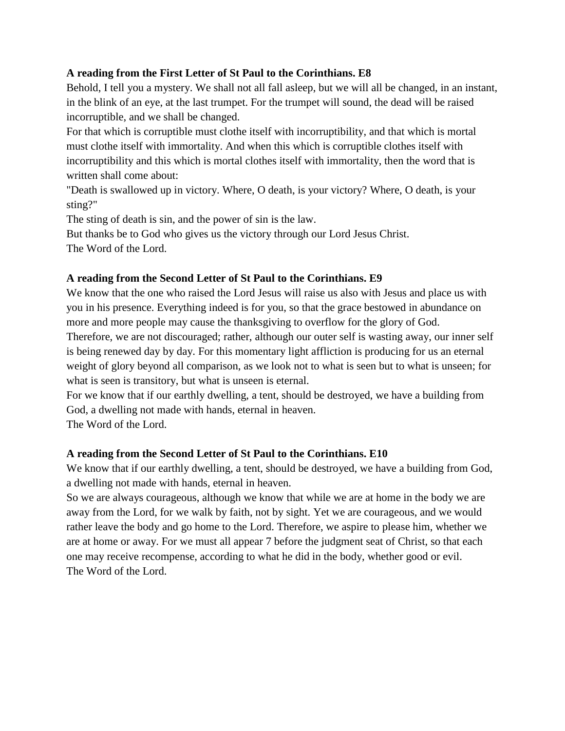**A reading from the First Letter of St Paul to the Corinthians. E8**

Behold, I tell you a mystery. We shall not all fall asleep, but we will all be changed, in an instant, in the blink of an eye, at the last trumpet. For the trumpet will sound, the dead will be raised incorruptible, and we shall be changed.

For that which is corruptible must clothe itself with incorruptibility, and that which is mortal must clothe itself with immortality. And when this which is corruptible clothes itself with incorruptibility and this which is mortal clothes itself with immortality, then the word that is written shall come about:

"Death is swallowed up in victory. Where, O death, is your victory? Where, O death, is your sting?"

The sting of death is sin, and the power of sin is the law.

But thanks be to God who gives us the victory through our Lord Jesus Christ.

The Word of the Lord.

**A reading from the Second Letter of St Paul to the Corinthians. E9**

We know that the one who raised the Lord Jesus will raise us also with Jesus and place us with you in his presence. Everything indeed is for you, so that the grace bestowed in abundance on more and more people may cause the thanksgiving to overflow for the glory of God.

Therefore, we are not discouraged; rather, although our outer self is wasting away, our inner self is being renewed day by day. For this momentary light affliction is producing for us an eternal weight of glory beyond all comparison, as we look not to what is seen but to what is unseen; for what is seen is transitory, but what is unseen is eternal.

For we know that if our earthly dwelling, a tent, should be destroyed, we have a building from God, a dwelling not made with hands, eternal in heaven.

The Word of the Lord.

**A reading from the Second Letter of St Paul to the Corinthians. E10**

We know that if our earthly dwelling, a tent, should be destroyed, we have a building from God, a dwelling not made with hands, eternal in heaven.

So we are always courageous, although we know that while we are at home in the body we are away from the Lord, for we walk by faith, not by sight. Yet we are courageous, and we would rather leave the body and go home to the Lord. Therefore, we aspire to please him, whether we are at home or away. For we must all appear 7 before the judgment seat of Christ, so that each one may receive recompense, according to what he did in the body, whether good or evil.

The Word of the Lord.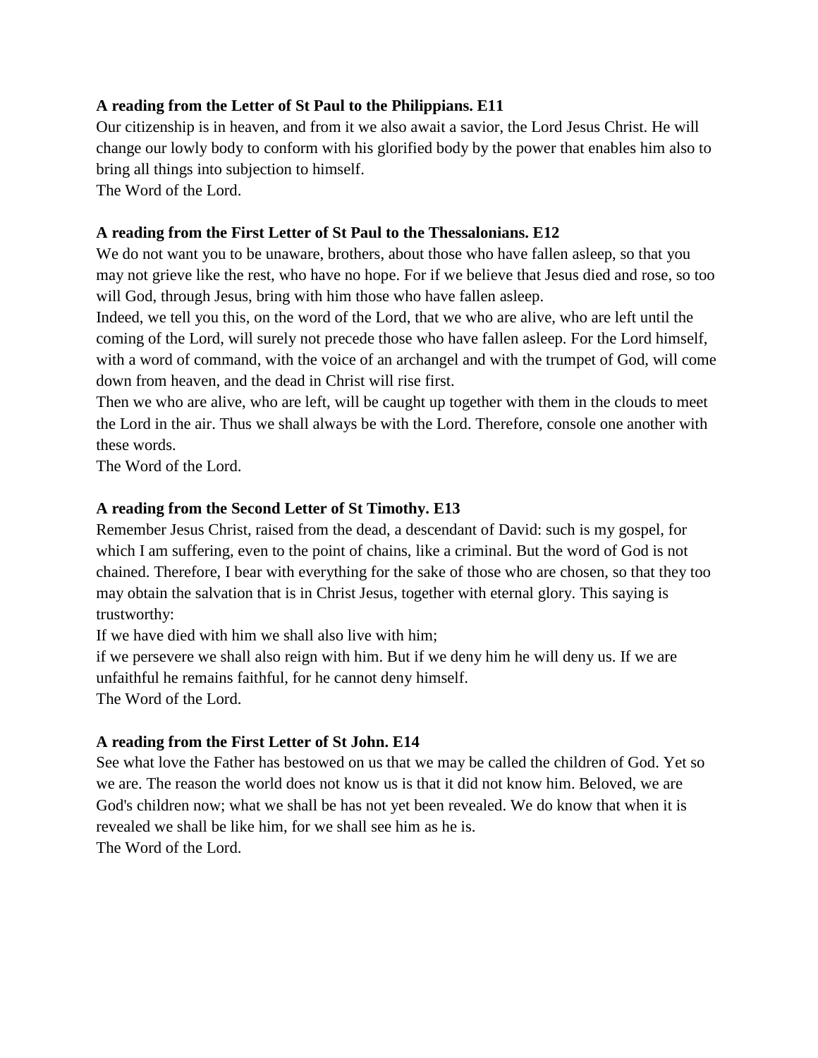**A reading from the Letter of St Paul to the Philippians. E11**

Our citizenship is in heaven, and from it we also await a savior, the Lord Jesus Christ. He will change our lowly body to conform with his glorified body by the power that enables him also to bring all things into subjection to himself.
The Word of the Lord.

**A reading from the First Letter of St Paul to the Thessalonians. E12**

We do not want you to be unaware, brothers, about those who have fallen asleep, so that you may not grieve like the rest, who have no hope. For if we believe that Jesus died and rose, so too will God, through Jesus, bring with him those who have fallen asleep.
Indeed, we tell you this, on the word of the Lord, that we who are alive, who are left until the coming of the Lord, will surely not precede those who have fallen asleep. For the Lord himself, with a word of command, with the voice of an archangel and with the trumpet of God, will come down from heaven, and the dead in Christ will rise first.
Then we who are alive, who are left, will be caught up together with them in the clouds to meet the Lord in the air. Thus we shall always be with the Lord. Therefore, console one another with these words.
The Word of the Lord.

**A reading from the Second Letter of St Timothy. E13**

Remember Jesus Christ, raised from the dead, a descendant of David: such is my gospel, for which I am suffering, even to the point of chains, like a criminal. But the word of God is not chained. Therefore, I bear with everything for the sake of those who are chosen, so that they too may obtain the salvation that is in Christ Jesus, together with eternal glory. This saying is trustworthy:
If we have died with him we shall also live with him;
if we persevere we shall also reign with him. But if we deny him he will deny us. If we are unfaithful he remains faithful, for he cannot deny himself.
The Word of the Lord.

**A reading from the First Letter of St John. E14**

See what love the Father has bestowed on us that we may be called the children of God. Yet so we are. The reason the world does not know us is that it did not know him. Beloved, we are God's children now; what we shall be has not yet been revealed. We do know that when it is revealed we shall be like him, for we shall see him as he is.
The Word of the Lord.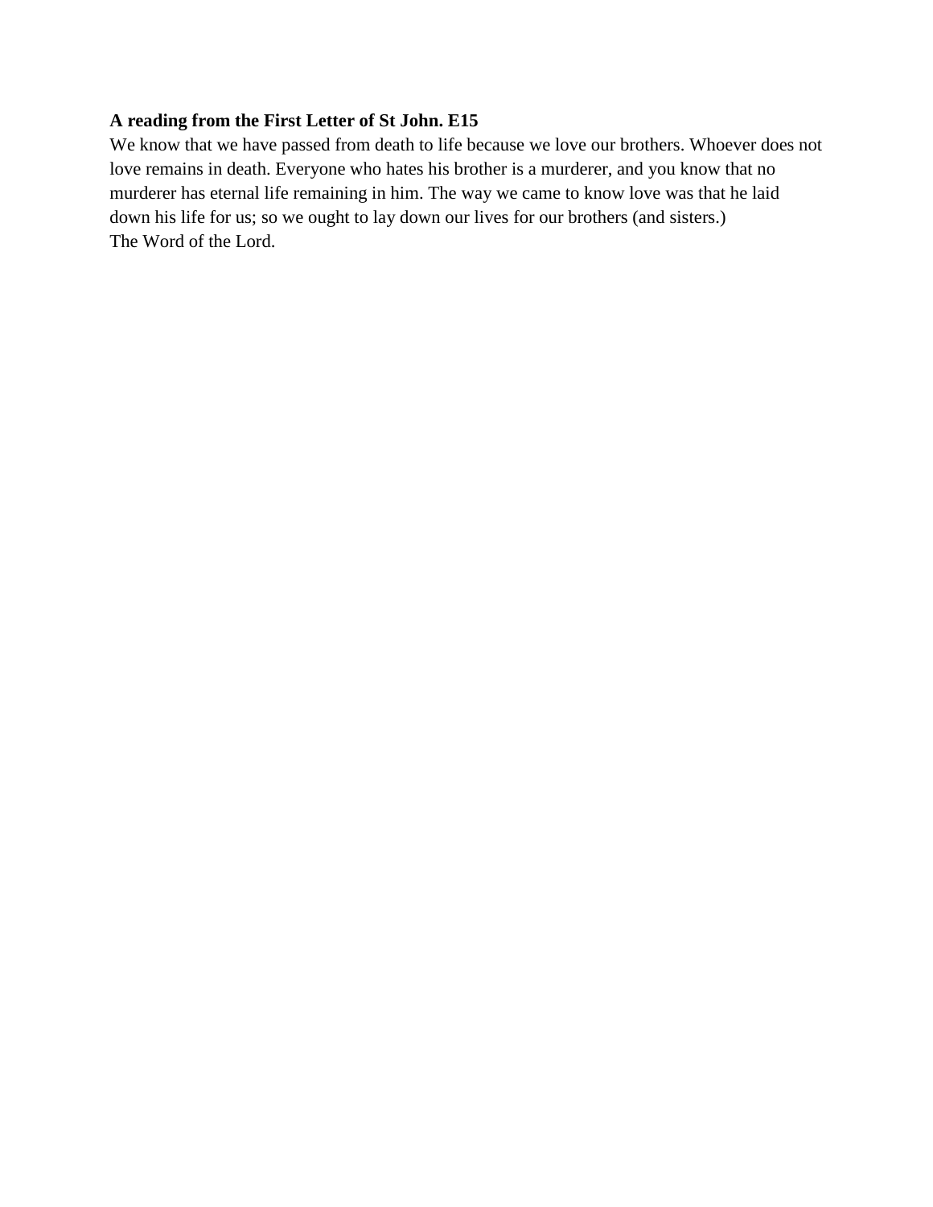**A reading from the First Letter of St John. E15**

We know that we have passed from death to life because we love our brothers. Whoever does not love remains in death. Everyone who hates his brother is a murderer, and you know that no murderer has eternal life remaining in him. The way we came to know love was that he laid down his life for us; so we ought to lay down our lives for our brothers (and sisters.)

The Word of the Lord.